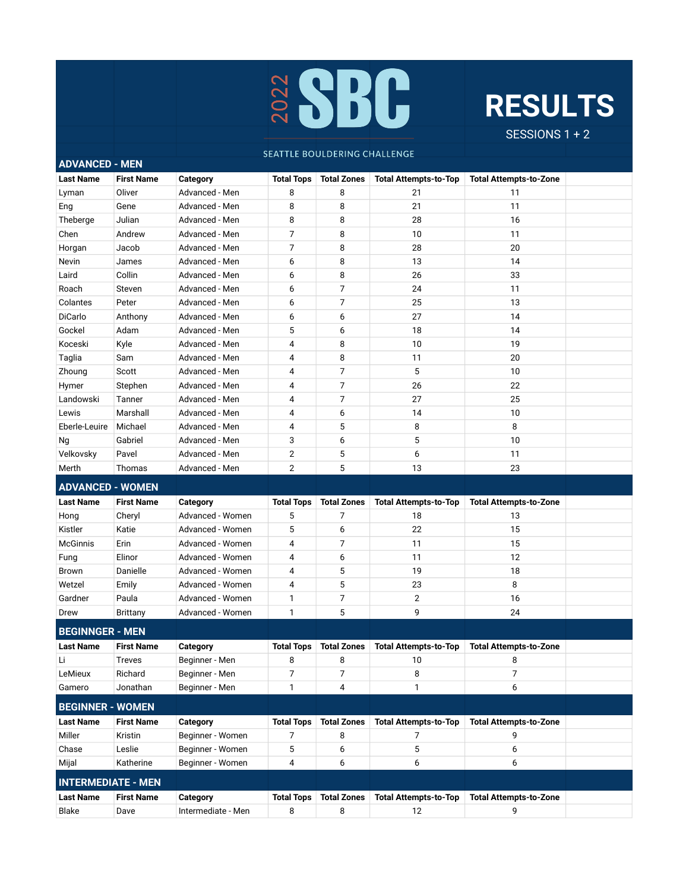# 2022 SBC

SEATTLE BOULDERING CHALLENGE

# RESULTS

SESSIONS 1 + 2

## ADVANCED - MEN

| Last Name | First Name | Category | Total Tops | Total Zones | Total Attempts-to-Top | Total Attempts-to-Zone |
|---|---|---|---|---|---|---|
| Lyman | Oliver | Advanced - Men | 8 | 8 | 21 | 11 |
| Eng | Gene | Advanced - Men | 8 | 8 | 21 | 11 |
| Theberge | Julian | Advanced - Men | 8 | 8 | 28 | 16 |
| Chen | Andrew | Advanced - Men | 7 | 8 | 10 | 11 |
| Horgan | Jacob | Advanced - Men | 7 | 8 | 28 | 20 |
| Nevin | James | Advanced - Men | 6 | 8 | 13 | 14 |
| Laird | Collin | Advanced - Men | 6 | 8 | 26 | 33 |
| Roach | Steven | Advanced - Men | 6 | 7 | 24 | 11 |
| Colantes | Peter | Advanced - Men | 6 | 7 | 25 | 13 |
| DiCarlo | Anthony | Advanced - Men | 6 | 6 | 27 | 14 |
| Gockel | Adam | Advanced - Men | 5 | 6 | 18 | 14 |
| Koceski | Kyle | Advanced - Men | 4 | 8 | 10 | 19 |
| Taglia | Sam | Advanced - Men | 4 | 8 | 11 | 20 |
| Zhoung | Scott | Advanced - Men | 4 | 7 | 5 | 10 |
| Hymer | Stephen | Advanced - Men | 4 | 7 | 26 | 22 |
| Landowski | Tanner | Advanced - Men | 4 | 7 | 27 | 25 |
| Lewis | Marshall | Advanced - Men | 4 | 6 | 14 | 10 |
| Eberle-Leuire | Michael | Advanced - Men | 4 | 5 | 8 | 8 |
| Ng | Gabriel | Advanced - Men | 3 | 6 | 5 | 10 |
| Velkovsky | Pavel | Advanced - Men | 2 | 5 | 6 | 11 |
| Merth | Thomas | Advanced - Men | 2 | 5 | 13 | 23 |

## ADVANCED - WOMEN

| Last Name | First Name | Category | Total Tops | Total Zones | Total Attempts-to-Top | Total Attempts-to-Zone |
|---|---|---|---|---|---|---|
| Hong | Cheryl | Advanced - Women | 5 | 7 | 18 | 13 |
| Kistler | Katie | Advanced - Women | 5 | 6 | 22 | 15 |
| McGinnis | Erin | Advanced - Women | 4 | 7 | 11 | 15 |
| Fung | Elinor | Advanced - Women | 4 | 6 | 11 | 12 |
| Brown | Danielle | Advanced - Women | 4 | 5 | 19 | 18 |
| Wetzel | Emily | Advanced - Women | 4 | 5 | 23 | 8 |
| Gardner | Paula | Advanced - Women | 1 | 7 | 2 | 16 |
| Drew | Brittany | Advanced - Women | 1 | 5 | 9 | 24 |

## BEGINNGER - MEN

| Last Name | First Name | Category | Total Tops | Total Zones | Total Attempts-to-Top | Total Attempts-to-Zone |
|---|---|---|---|---|---|---|
| Li | Treves | Beginner - Men | 8 | 8 | 10 | 8 |
| LeMieux | Richard | Beginner - Men | 7 | 7 | 8 | 7 |
| Gamero | Jonathan | Beginner - Men | 1 | 4 | 1 | 6 |

## BEGINNER - WOMEN

| Last Name | First Name | Category | Total Tops | Total Zones | Total Attempts-to-Top | Total Attempts-to-Zone |
|---|---|---|---|---|---|---|
| Miller | Kristin | Beginner - Women | 7 | 8 | 7 | 9 |
| Chase | Leslie | Beginner - Women | 5 | 6 | 5 | 6 |
| Mijal | Katherine | Beginner - Women | 4 | 6 | 6 | 6 |

## INTERMEDIATE - MEN

| Last Name | First Name | Category | Total Tops | Total Zones | Total Attempts-to-Top | Total Attempts-to-Zone |
|---|---|---|---|---|---|---|
| Blake | Dave | Intermediate - Men | 8 | 8 | 12 | 9 |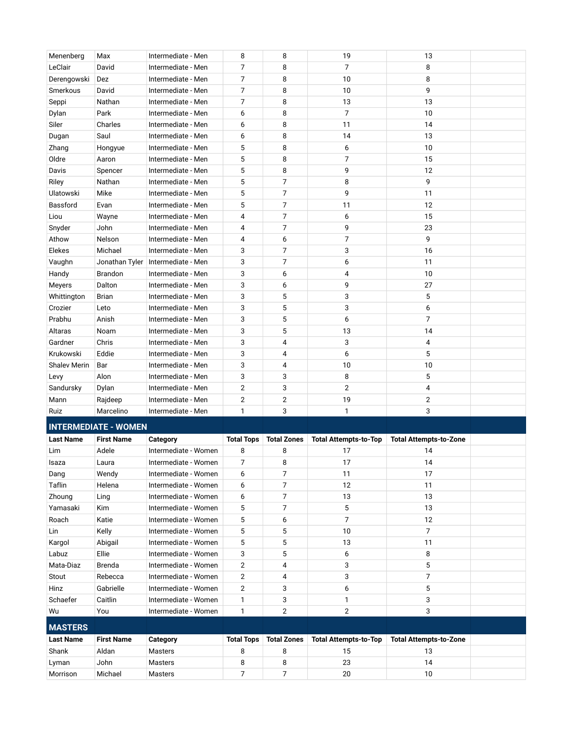| | | | | | | | |
|---|---|---|---|---|---|---|---|
| Menenberg | Max | Intermediate - Men | 8 | 8 | 19 | 13 | |
| LeClair | David | Intermediate - Men | 7 | 8 | 7 | 8 | |
| Derengowski | Dez | Intermediate - Men | 7 | 8 | 10 | 8 | |
| Smerkous | David | Intermediate - Men | 7 | 8 | 10 | 9 | |
| Seppi | Nathan | Intermediate - Men | 7 | 8 | 13 | 13 | |
| Dylan | Park | Intermediate - Men | 6 | 8 | 7 | 10 | |
| Siler | Charles | Intermediate - Men | 6 | 8 | 11 | 14 | |
| Dugan | Saul | Intermediate - Men | 6 | 8 | 14 | 13 | |
| Zhang | Hongyue | Intermediate - Men | 5 | 8 | 6 | 10 | |
| Oldre | Aaron | Intermediate - Men | 5 | 8 | 7 | 15 | |
| Davis | Spencer | Intermediate - Men | 5 | 8 | 9 | 12 | |
| Riley | Nathan | Intermediate - Men | 5 | 7 | 8 | 9 | |
| Ulatowski | Mike | Intermediate - Men | 5 | 7 | 9 | 11 | |
| Bassford | Evan | Intermediate - Men | 5 | 7 | 11 | 12 | |
| Liou | Wayne | Intermediate - Men | 4 | 7 | 6 | 15 | |
| Snyder | John | Intermediate - Men | 4 | 7 | 9 | 23 | |
| Athow | Nelson | Intermediate - Men | 4 | 6 | 7 | 9 | |
| Elekes | Michael | Intermediate - Men | 3 | 7 | 3 | 16 | |
| Vaughn | Jonathan Tyler | Intermediate - Men | 3 | 7 | 6 | 11 | |
| Handy | Brandon | Intermediate - Men | 3 | 6 | 4 | 10 | |
| Meyers | Dalton | Intermediate - Men | 3 | 6 | 9 | 27 | |
| Whittington | Brian | Intermediate - Men | 3 | 5 | 3 | 5 | |
| Crozier | Leto | Intermediate - Men | 3 | 5 | 3 | 6 | |
| Prabhu | Anish | Intermediate - Men | 3 | 5 | 6 | 7 | |
| Altaras | Noam | Intermediate - Men | 3 | 5 | 13 | 14 | |
| Gardner | Chris | Intermediate - Men | 3 | 4 | 3 | 4 | |
| Krukowski | Eddie | Intermediate - Men | 3 | 4 | 6 | 5 | |
| Shalev Merin | Bar | Intermediate - Men | 3 | 4 | 10 | 10 | |
| Levy | Alon | Intermediate - Men | 3 | 3 | 8 | 5 | |
| Sandursky | Dylan | Intermediate - Men | 2 | 3 | 2 | 4 | |
| Mann | Rajdeep | Intermediate - Men | 2 | 2 | 19 | 2 | |
| Ruiz | Marcelino | Intermediate - Men | 1 | 3 | 1 | 3 | |

## INTERMEDIATE - WOMEN

| Last Name | First Name | Category | Total Tops | Total Zones | Total Attempts-to-Top | Total Attempts-to-Zone | |
|---|---|---|---|---|---|---|---|
| Lim | Adele | Intermediate - Women | 8 | 8 | 17 | 14 | |
| Isaza | Laura | Intermediate - Women | 7 | 8 | 17 | 14 | |
| Dang | Wendy | Intermediate - Women | 6 | 7 | 11 | 17 | |
| Taflin | Helena | Intermediate - Women | 6 | 7 | 12 | 11 | |
| Zhoung | Ling | Intermediate - Women | 6 | 7 | 13 | 13 | |
| Yamasaki | Kim | Intermediate - Women | 5 | 7 | 5 | 13 | |
| Roach | Katie | Intermediate - Women | 5 | 6 | 7 | 12 | |
| Lin | Kelly | Intermediate - Women | 5 | 5 | 10 | 7 | |
| Kargol | Abigail | Intermediate - Women | 5 | 5 | 13 | 11 | |
| Labuz | Ellie | Intermediate - Women | 3 | 5 | 6 | 8 | |
| Mata-Diaz | Brenda | Intermediate - Women | 2 | 4 | 3 | 5 | |
| Stout | Rebecca | Intermediate - Women | 2 | 4 | 3 | 7 | |
| Hinz | Gabrielle | Intermediate - Women | 2 | 3 | 6 | 5 | |
| Schaefer | Caitlin | Intermediate - Women | 1 | 3 | 1 | 3 | |
| Wu | You | Intermediate - Women | 1 | 2 | 2 | 3 | |

## MASTERS

| Last Name | First Name | Category | Total Tops | Total Zones | Total Attempts-to-Top | Total Attempts-to-Zone | |
|---|---|---|---|---|---|---|---|
| Shank | Aldan | Masters | 8 | 8 | 15 | 13 | |
| Lyman | John | Masters | 8 | 8 | 23 | 14 | |
| Morrison | Michael | Masters | 7 | 7 | 20 | 10 | |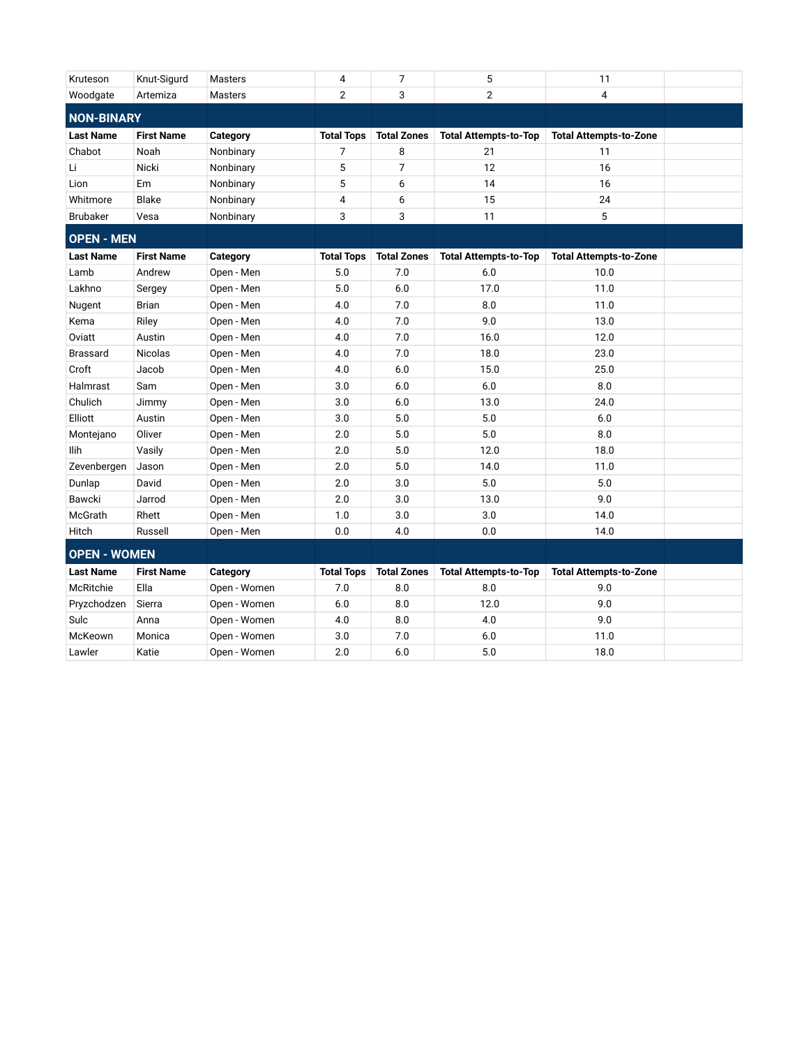| | | | | | | | |
|---|---|---|---|---|---|---|---|
| Kruteson | Knut-Sigurd | Masters | 4 | 7 | 5 | 11 | |
| Woodgate | Artemiza | Masters | 2 | 3 | 2 | 4 | |
| **NON-BINARY** | | | | | | | |
| **Last Name** | **First Name** | **Category** | **Total Tops** | **Total Zones** | **Total Attempts-to-Top** | **Total Attempts-to-Zone** | |
| Chabot | Noah | Nonbinary | 7 | 8 | 21 | 11 | |
| Li | Nicki | Nonbinary | 5 | 7 | 12 | 16 | |
| Lion | Em | Nonbinary | 5 | 6 | 14 | 16 | |
| Whitmore | Blake | Nonbinary | 4 | 6 | 15 | 24 | |
| Brubaker | Vesa | Nonbinary | 3 | 3 | 11 | 5 | |
| **OPEN - MEN** | | | | | | | |
| **Last Name** | **First Name** | **Category** | **Total Tops** | **Total Zones** | **Total Attempts-to-Top** | **Total Attempts-to-Zone** | |
| Lamb | Andrew | Open - Men | 5.0 | 7.0 | 6.0 | 10.0 | |
| Lakhno | Sergey | Open - Men | 5.0 | 6.0 | 17.0 | 11.0 | |
| Nugent | Brian | Open - Men | 4.0 | 7.0 | 8.0 | 11.0 | |
| Kema | Riley | Open - Men | 4.0 | 7.0 | 9.0 | 13.0 | |
| Oviatt | Austin | Open - Men | 4.0 | 7.0 | 16.0 | 12.0 | |
| Brassard | Nicolas | Open - Men | 4.0 | 7.0 | 18.0 | 23.0 | |
| Croft | Jacob | Open - Men | 4.0 | 6.0 | 15.0 | 25.0 | |
| Halmrast | Sam | Open - Men | 3.0 | 6.0 | 6.0 | 8.0 | |
| Chulich | Jimmy | Open - Men | 3.0 | 6.0 | 13.0 | 24.0 | |
| Elliott | Austin | Open - Men | 3.0 | 5.0 | 5.0 | 6.0 | |
| Montejano | Oliver | Open - Men | 2.0 | 5.0 | 5.0 | 8.0 | |
| Ilih | Vasily | Open - Men | 2.0 | 5.0 | 12.0 | 18.0 | |
| Zevenbergen | Jason | Open - Men | 2.0 | 5.0 | 14.0 | 11.0 | |
| Dunlap | David | Open - Men | 2.0 | 3.0 | 5.0 | 5.0 | |
| Bawcki | Jarrod | Open - Men | 2.0 | 3.0 | 13.0 | 9.0 | |
| McGrath | Rhett | Open - Men | 1.0 | 3.0 | 3.0 | 14.0 | |
| Hitch | Russell | Open - Men | 0.0 | 4.0 | 0.0 | 14.0 | |
| **OPEN - WOMEN** | | | | | | | |
| **Last Name** | **First Name** | **Category** | **Total Tops** | **Total Zones** | **Total Attempts-to-Top** | **Total Attempts-to-Zone** | |
| McRitchie | Ella | Open - Women | 7.0 | 8.0 | 8.0 | 9.0 | |
| Pryzchodzen | Sierra | Open - Women | 6.0 | 8.0 | 12.0 | 9.0 | |
| Sulc | Anna | Open - Women | 4.0 | 8.0 | 4.0 | 9.0 | |
| McKeown | Monica | Open - Women | 3.0 | 7.0 | 6.0 | 11.0 | |
| Lawler | Katie | Open - Women | 2.0 | 6.0 | 5.0 | 18.0 | |